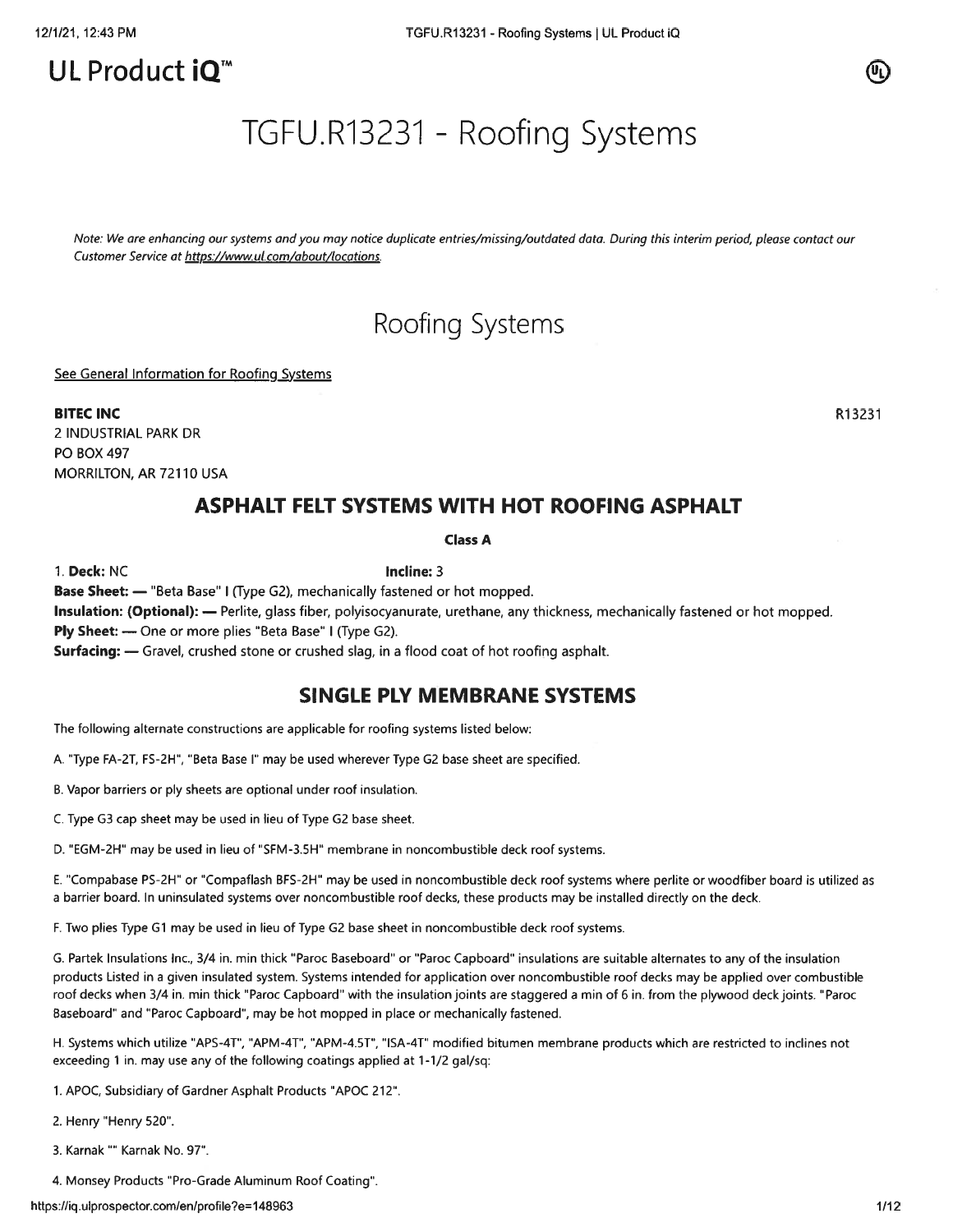# UL Product iQ™

# TGFU.R13231 - Roofing Systems

*Note: We are enhancing our systems and you may notice duplicate entries/missing/outdated data. During this interim period, please contact our Customer Service at https://www.ul.com/about/locations.*

## Roofing Systems

See General Information for Roofing Systems

**BITEC INC**
2 INDUSTRIAL PARK DR
PO BOX 497
MORRILTON, AR 72110 USA

R13231

## ASPHALT FELT SYSTEMS WITH HOT ROOFING ASPHALT

**Class A**

1. **Deck:** NC **Incline:** 3

**Base Sheet: —** "Beta Base" I (Type G2), mechanically fastened or hot mopped.

**Insulation: (Optional): —** Perlite, glass fiber, polyisocyanurate, urethane, any thickness, mechanically fastened or hot mopped.

**Ply Sheet: —** One or more plies "Beta Base" I (Type G2).

**Surfacing: —** Gravel, crushed stone or crushed slag, in a flood coat of hot roofing asphalt.

## SINGLE PLY MEMBRANE SYSTEMS

The following alternate constructions are applicable for roofing systems listed below:

A. "Type FA-2T, FS-2H", "Beta Base I" may be used wherever Type G2 base sheet are specified.

B. Vapor barriers or ply sheets are optional under roof insulation.

C. Type G3 cap sheet may be used in lieu of Type G2 base sheet.

D. "EGM-2H" may be used in lieu of "SFM-3.5H" membrane in noncombustible deck roof systems.

E. "Compabase PS-2H" or "Compaflash BFS-2H" may be used in noncombustible deck roof systems where perlite or woodfiber board is utilized as a barrier board. In uninsulated systems over noncombustible roof decks, these products may be installed directly on the deck.

F. Two plies Type G1 may be used in lieu of Type G2 base sheet in noncombustible deck roof systems.

G. Partek Insulations Inc., 3/4 in. min thick "Paroc Baseboard" or "Paroc Capboard" insulations are suitable alternates to any of the insulation products Listed in a given insulated system. Systems intended for application over noncombustible roof decks may be applied over combustible roof decks when 3/4 in. min thick "Paroc Capboard" with the insulation joints are staggered a min of 6 in. from the plywood deck joints. "Paroc Baseboard" and "Paroc Capboard", may be hot mopped in place or mechanically fastened.

H. Systems which utilize "APS-4T", "APM-4T", "APM-4.5T", "ISA-4T" modified bitumen membrane products which are restricted to inclines not exceeding 1 in. may use any of the following coatings applied at 1-1/2 gal/sq:

1. APOC, Subsidiary of Gardner Asphalt Products "APOC 212".

2. Henry "Henry 520".

3. Karnak "" Karnak No. 97".

4. Monsey Products "Pro-Grade Aluminum Roof Coating".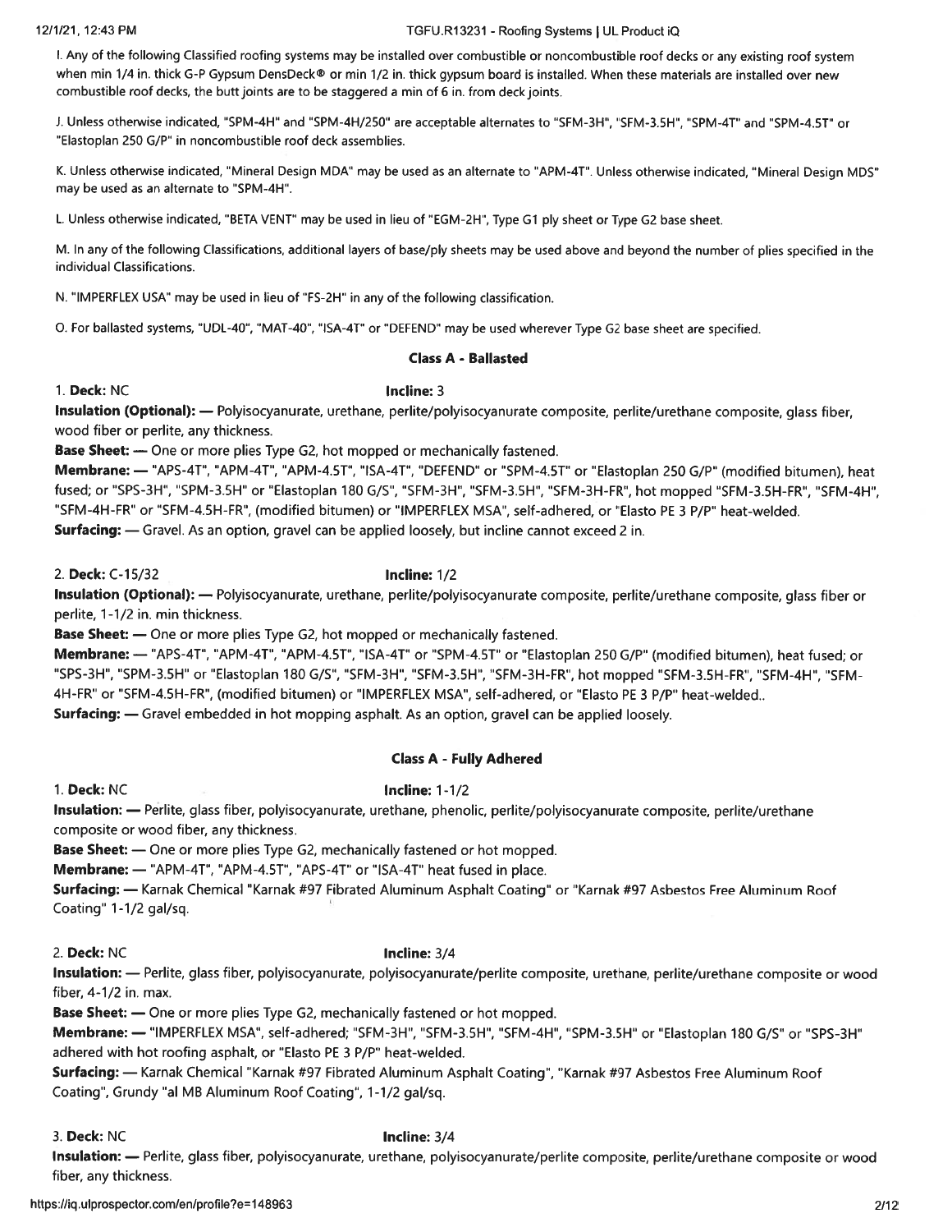I. Any of the following Classified roofing systems may be installed over combustible or noncombustible roof decks or any existing roof system when min 1/4 in. thick G-P Gypsum DensDeck® or min 1/2 in. thick gypsum board is installed. When these materials are installed over new combustible roof decks, the butt joints are to be staggered a min of 6 in. from deck joints.

J. Unless otherwise indicated, "SPM-4H" and "SPM-4H/250" are acceptable alternates to "SFM-3H", "SFM-3.5H", "SPM-4T" and "SPM-4.5T" or "Elastoplan 250 G/P" in noncombustible roof deck assemblies.

K. Unless otherwise indicated, "Mineral Design MDA" may be used as an alternate to "APM-4T". Unless otherwise indicated, "Mineral Design MDS" may be used as an alternate to "SPM-4H".

L. Unless otherwise indicated, "BETA VENT" may be used in lieu of "EGM-2H", Type G1 ply sheet or Type G2 base sheet.

M. In any of the following Classifications, additional layers of base/ply sheets may be used above and beyond the number of plies specified in the individual Classifications.

N. "IMPERFLEX USA" may be used in lieu of "FS-2H" in any of the following classification.

O. For ballasted systems, "UDL-40", "MAT-40", "ISA-4T" or "DEFEND" may be used wherever Type G2 base sheet are specified.

### Class A - Ballasted

1. **Deck:** NC **Incline:** 3

**Insulation (Optional):** — Polyisocyanurate, urethane, perlite/polyisocyanurate composite, perlite/urethane composite, glass fiber, wood fiber or perlite, any thickness.

**Base Sheet:** — One or more plies Type G2, hot mopped or mechanically fastened.

**Membrane:** — "APS-4T", "APM-4T", "APM-4.5T", "ISA-4T", "DEFEND" or "SPM-4.5T" or "Elastoplan 250 G/P" (modified bitumen), heat fused; or "SPS-3H", "SPM-3.5H" or "Elastoplan 180 G/S", "SFM-3H", "SFM-3.5H", "SFM-3H-FR", hot mopped "SFM-3.5H-FR", "SFM-4H", "SFM-4H-FR" or "SFM-4.5H-FR", (modified bitumen) or "IMPERFLEX MSA", self-adhered, or "Elasto PE 3 P/P" heat-welded.

**Surfacing:** — Gravel. As an option, gravel can be applied loosely, but incline cannot exceed 2 in.

2. **Deck:** C-15/32 **Incline:** 1/2

**Insulation (Optional):** — Polyisocyanurate, urethane, perlite/polyisocyanurate composite, perlite/urethane composite, glass fiber or perlite, 1-1/2 in. min thickness.

**Base Sheet:** — One or more plies Type G2, hot mopped or mechanically fastened.

**Membrane:** — "APS-4T", "APM-4T", "APM-4.5T", "ISA-4T" or "SPM-4.5T" or "Elastoplan 250 G/P" (modified bitumen), heat fused; or "SPS-3H", "SPM-3.5H" or "Elastoplan 180 G/S", "SFM-3H", "SFM-3.5H", "SFM-3H-FR", hot mopped "SFM-3.5H-FR", "SFM-4H", "SFM-4H-FR" or "SFM-4.5H-FR", (modified bitumen) or "IMPERFLEX MSA", self-adhered, or "Elasto PE 3 P/P" heat-welded..

**Surfacing:** — Gravel embedded in hot mopping asphalt. As an option, gravel can be applied loosely.

### Class A - Fully Adhered

1. **Deck:** NC **Incline:** 1-1/2

**Insulation:** — Perlite, glass fiber, polyisocyanurate, urethane, phenolic, perlite/polyisocyanurate composite, perlite/urethane composite or wood fiber, any thickness.

**Base Sheet:** — One or more plies Type G2, mechanically fastened or hot mopped.

**Membrane:** — "APM-4T", "APM-4.5T", "APS-4T" or "ISA-4T" heat fused in place.

**Surfacing:** — Karnak Chemical "Karnak #97 Fibrated Aluminum Asphalt Coating" or "Karnak #97 Asbestos Free Aluminum Roof Coating" 1-1/2 gal/sq.

2. **Deck:** NC **Incline:** 3/4

**Insulation:** — Perlite, glass fiber, polyisocyanurate, polyisocyanurate/perlite composite, urethane, perlite/urethane composite or wood fiber, 4-1/2 in. max.

**Base Sheet:** — One or more plies Type G2, mechanically fastened or hot mopped.

**Membrane:** — "IMPERFLEX MSA", self-adhered; "SFM-3H", "SFM-3.5H", "SFM-4H", "SPM-3.5H" or "Elastoplan 180 G/S" or "SPS-3H" adhered with hot roofing asphalt, or "Elasto PE 3 P/P" heat-welded.

**Surfacing:** — Karnak Chemical "Karnak #97 Fibrated Aluminum Asphalt Coating", "Karnak #97 Asbestos Free Aluminum Roof Coating", Grundy "al MB Aluminum Roof Coating", 1-1/2 gal/sq.

3. **Deck:** NC **Incline:** 3/4

**Insulation:** — Perlite, glass fiber, polyisocyanurate, urethane, polyisocyanurate/perlite composite, perlite/urethane composite or wood fiber, any thickness.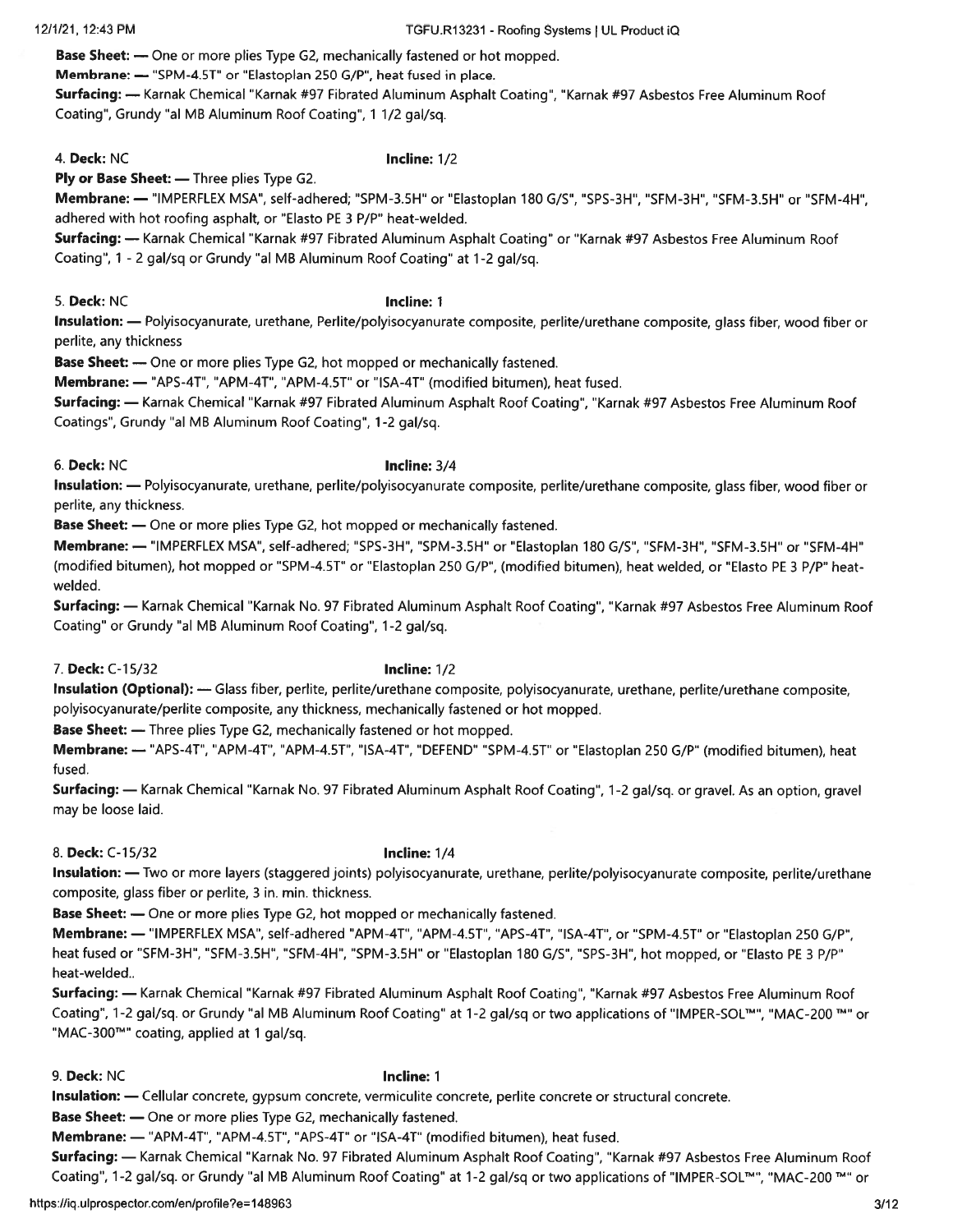**Base Sheet:** — One or more plies Type G2, mechanically fastened or hot mopped.
**Membrane:** — "SPM-4.5T" or "Elastoplan 250 G/P", heat fused in place.
**Surfacing:** — Karnak Chemical "Karnak #97 Fibrated Aluminum Asphalt Coating", "Karnak #97 Asbestos Free Aluminum Roof Coating", Grundy "al MB Aluminum Roof Coating", 1 1/2 gal/sq.

4. **Deck:** NC **Incline:** 1/2
**Ply or Base Sheet:** — Three plies Type G2.
**Membrane:** — "IMPERFLEX MSA", self-adhered; "SPM-3.5H" or "Elastoplan 180 G/S", "SPS-3H", "SFM-3H", "SFM-3.5H" or "SFM-4H", adhered with hot roofing asphalt, or "Elasto PE 3 P/P" heat-welded.
**Surfacing:** — Karnak Chemical "Karnak #97 Fibrated Aluminum Asphalt Coating" or "Karnak #97 Asbestos Free Aluminum Roof Coating", 1 - 2 gal/sq or Grundy "al MB Aluminum Roof Coating" at 1-2 gal/sq.

5. **Deck:** NC **Incline:** 1
**Insulation:** — Polyisocyanurate, urethane, Perlite/polyisocyanurate composite, perlite/urethane composite, glass fiber, wood fiber or perlite, any thickness
**Base Sheet:** — One or more plies Type G2, hot mopped or mechanically fastened.
**Membrane:** — "APS-4T", "APM-4T", "APM-4.5T" or "ISA-4T" (modified bitumen), heat fused.
**Surfacing:** — Karnak Chemical "Karnak #97 Fibrated Aluminum Asphalt Roof Coating", "Karnak #97 Asbestos Free Aluminum Roof Coatings", Grundy "al MB Aluminum Roof Coating", 1-2 gal/sq.

6. **Deck:** NC **Incline:** 3/4
**Insulation:** — Polyisocyanurate, urethane, perlite/polyisocyanurate composite, perlite/urethane composite, glass fiber, wood fiber or perlite, any thickness.
**Base Sheet:** — One or more plies Type G2, hot mopped or mechanically fastened.
**Membrane:** — "IMPERFLEX MSA", self-adhered; "SPS-3H", "SPM-3.5H" or "Elastoplan 180 G/S", "SFM-3H", "SFM-3.5H" or "SFM-4H" (modified bitumen), hot mopped or "SPM-4.5T" or "Elastoplan 250 G/P", (modified bitumen), heat welded, or "Elasto PE 3 P/P" heat-welded.
**Surfacing:** — Karnak Chemical "Karnak No. 97 Fibrated Aluminum Asphalt Roof Coating", "Karnak #97 Asbestos Free Aluminum Roof Coating" or Grundy "al MB Aluminum Roof Coating", 1-2 gal/sq.

7. **Deck:** C-15/32 **Incline:** 1/2
**Insulation (Optional):** — Glass fiber, perlite, perlite/urethane composite, polyisocyanurate, urethane, perlite/urethane composite, polyisocyanurate/perlite composite, any thickness, mechanically fastened or hot mopped.
**Base Sheet:** — Three plies Type G2, mechanically fastened or hot mopped.
**Membrane:** — "APS-4T", "APM-4T", "APM-4.5T", "ISA-4T", "DEFEND" "SPM-4.5T" or "Elastoplan 250 G/P" (modified bitumen), heat fused.
**Surfacing:** — Karnak Chemical "Karnak No. 97 Fibrated Aluminum Asphalt Roof Coating", 1-2 gal/sq. or gravel. As an option, gravel may be loose laid.

8. **Deck:** C-15/32 **Incline:** 1/4
**Insulation:** — Two or more layers (staggered joints) polyisocyanurate, urethane, perlite/polyisocyanurate composite, perlite/urethane composite, glass fiber or perlite, 3 in. min. thickness.
**Base Sheet:** — One or more plies Type G2, hot mopped or mechanically fastened.
**Membrane:** — "IMPERFLEX MSA", self-adhered "APM-4T", "APM-4.5T", "APS-4T", "ISA-4T", or "SPM-4.5T" or "Elastoplan 250 G/P", heat fused or "SFM-3H", "SFM-3.5H", "SFM-4H", "SPM-3.5H" or "Elastoplan 180 G/S", "SPS-3H", hot mopped, or "Elasto PE 3 P/P" heat-welded..
**Surfacing:** — Karnak Chemical "Karnak #97 Fibrated Aluminum Asphalt Roof Coating", "Karnak #97 Asbestos Free Aluminum Roof Coating", 1-2 gal/sq. or Grundy "al MB Aluminum Roof Coating" at 1-2 gal/sq or two applications of "IMPER-SOL™", "MAC-200 ™" or "MAC-300™" coating, applied at 1 gal/sq.

9. **Deck:** NC **Incline:** 1
**Insulation:** — Cellular concrete, gypsum concrete, vermiculite concrete, perlite concrete or structural concrete.
**Base Sheet:** — One or more plies Type G2, mechanically fastened.
**Membrane:** — "APM-4T", "APM-4.5T", "APS-4T" or "ISA-4T" (modified bitumen), heat fused.
**Surfacing:** — Karnak Chemical "Karnak No. 97 Fibrated Aluminum Asphalt Roof Coating", "Karnak #97 Asbestos Free Aluminum Roof Coating", 1-2 gal/sq. or Grundy "al MB Aluminum Roof Coating" at 1-2 gal/sq or two applications of "IMPER-SOL™", "MAC-200 ™" or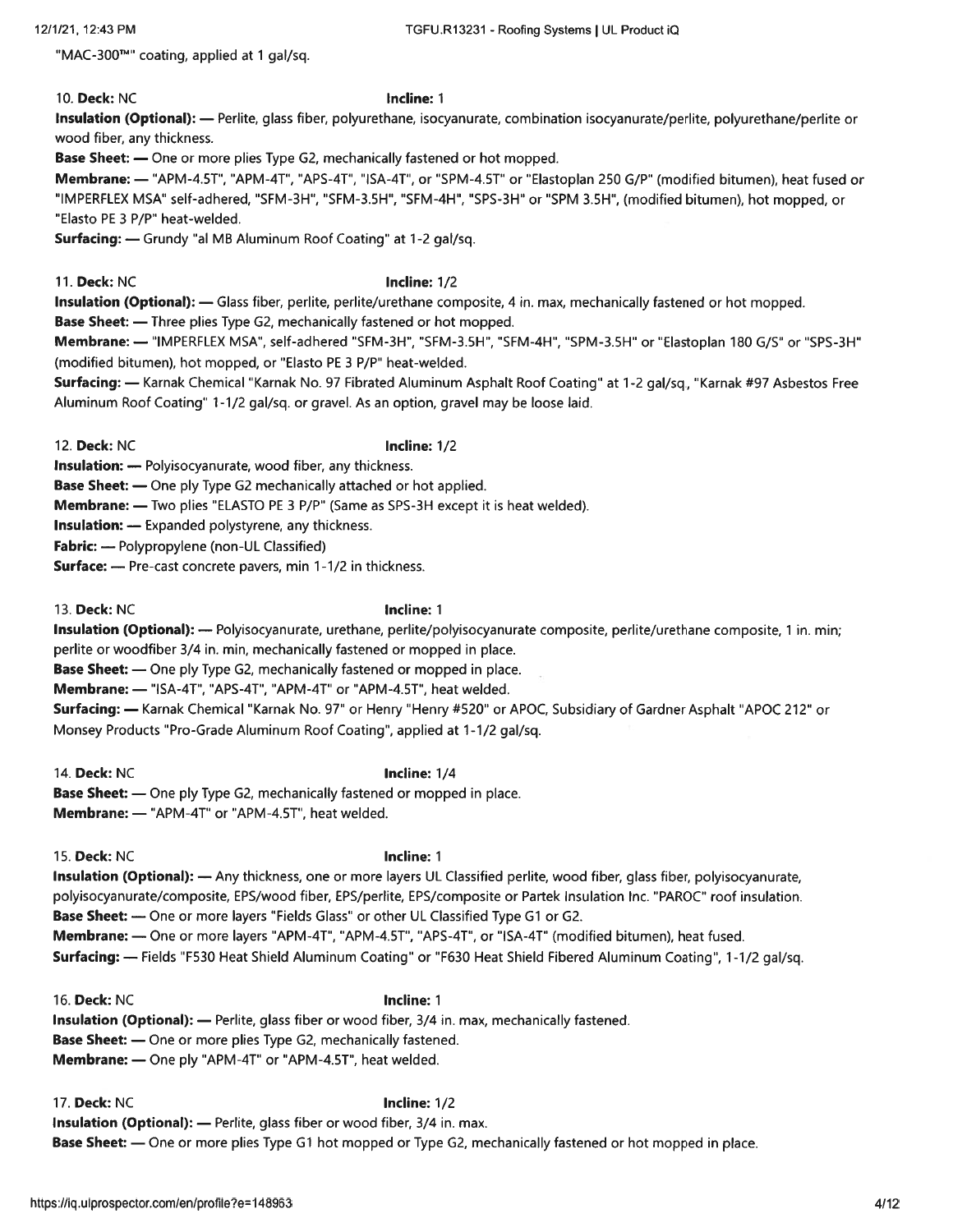"MAC-300™" coating, applied at 1 gal/sq.

10. **Deck:** NC **Incline:** 1
**Insulation (Optional):** — Perlite, glass fiber, polyurethane, isocyanurate, combination isocyanurate/perlite, polyurethane/perlite or wood fiber, any thickness.
**Base Sheet:** — One or more plies Type G2, mechanically fastened or hot mopped.
**Membrane:** — "APM-4.5T", "APM-4T", "APS-4T", "ISA-4T", or "SPM-4.5T" or "Elastoplan 250 G/P" (modified bitumen), heat fused or "IMPERFLEX MSA" self-adhered, "SFM-3H", "SFM-3.5H", "SFM-4H", "SPS-3H" or "SPM 3.5H", (modified bitumen), hot mopped, or "Elasto PE 3 P/P" heat-welded.
**Surfacing:** — Grundy "al MB Aluminum Roof Coating" at 1-2 gal/sq.

11. **Deck:** NC **Incline:** 1/2
**Insulation (Optional):** — Glass fiber, perlite, perlite/urethane composite, 4 in. max, mechanically fastened or hot mopped.
**Base Sheet:** — Three plies Type G2, mechanically fastened or hot mopped.
**Membrane:** — "IMPERFLEX MSA", self-adhered "SFM-3H", "SFM-3.5H", "SFM-4H", "SPM-3.5H" or "Elastoplan 180 G/S" or "SPS-3H" (modified bitumen), hot mopped, or "Elasto PE 3 P/P" heat-welded.
**Surfacing:** — Karnak Chemical "Karnak No. 97 Fibrated Aluminum Asphalt Roof Coating" at 1-2 gal/sq, "Karnak #97 Asbestos Free Aluminum Roof Coating" 1-1/2 gal/sq. or gravel. As an option, gravel may be loose laid.

12. **Deck:** NC **Incline:** 1/2
**Insulation:** — Polyisocyanurate, wood fiber, any thickness.
**Base Sheet:** — One ply Type G2 mechanically attached or hot applied.
**Membrane:** — Two plies "ELASTO PE 3 P/P" (Same as SPS-3H except it is heat welded).
**Insulation:** — Expanded polystyrene, any thickness.
**Fabric:** — Polypropylene (non-UL Classified)
**Surface:** — Pre-cast concrete pavers, min 1-1/2 in thickness.

13. **Deck:** NC **Incline:** 1
**Insulation (Optional):** — Polyisocyanurate, urethane, perlite/polyisocyanurate composite, perlite/urethane composite, 1 in. min; perlite or woodfiber 3/4 in. min, mechanically fastened or mopped in place.
**Base Sheet:** — One ply Type G2, mechanically fastened or mopped in place.
**Membrane:** — "ISA-4T", "APS-4T", "APM-4T" or "APM-4.5T", heat welded.
**Surfacing:** — Karnak Chemical "Karnak No. 97" or Henry "Henry #520" or APOC, Subsidiary of Gardner Asphalt "APOC 212" or Monsey Products "Pro-Grade Aluminum Roof Coating", applied at 1-1/2 gal/sq.

14. **Deck:** NC **Incline:** 1/4
**Base Sheet:** — One ply Type G2, mechanically fastened or mopped in place.
**Membrane:** — "APM-4T" or "APM-4.5T", heat welded.

15. **Deck:** NC **Incline:** 1
**Insulation (Optional):** — Any thickness, one or more layers UL Classified perlite, wood fiber, glass fiber, polyisocyanurate, polyisocyanurate/composite, EPS/wood fiber, EPS/perlite, EPS/composite or Partek Insulation Inc. "PAROC" roof insulation.
**Base Sheet:** — One or more layers "Fields Glass" or other UL Classified Type G1 or G2.
**Membrane:** — One or more layers "APM-4T", "APM-4.5T", "APS-4T", or "ISA-4T" (modified bitumen), heat fused.
**Surfacing:** — Fields "F530 Heat Shield Aluminum Coating" or "F630 Heat Shield Fibered Aluminum Coating", 1-1/2 gal/sq.

16. **Deck:** NC **Incline:** 1
**Insulation (Optional):** — Perlite, glass fiber or wood fiber, 3/4 in. max, mechanically fastened.
**Base Sheet:** — One or more plies Type G2, mechanically fastened.
**Membrane:** — One ply "APM-4T" or "APM-4.5T", heat welded.

17. **Deck:** NC **Incline:** 1/2
**Insulation (Optional):** — Perlite, glass fiber or wood fiber, 3/4 in. max.
**Base Sheet:** — One or more plies Type G1 hot mopped or Type G2, mechanically fastened or hot mopped in place.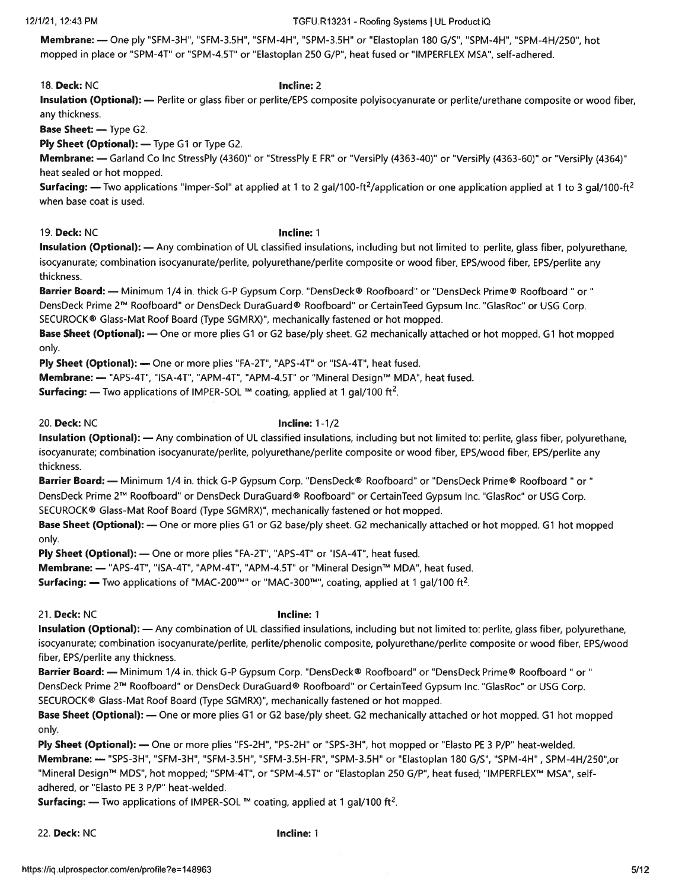**Membrane:** — One ply "SFM-3H", "SFM-3.5H", "SFM-4H", "SPM-3.5H" or "Elastoplan 180 G/S", "SPM-4H", "SPM-4H/250", hot mopped in place or "SPM-4T" or "SPM-4.5T" or "Elastoplan 250 G/P", heat fused or "IMPERFLEX MSA", self-adhered.

18. **Deck:** NC **Incline:** 2

**Insulation (Optional):** — Perlite or glass fiber or perlite/EPS composite polyisocyanurate or perlite/urethane composite or wood fiber, any thickness.

**Base Sheet:** — Type G2.

**Ply Sheet (Optional):** — Type G1 or Type G2.

**Membrane:** — Garland Co Inc StressPly (4360)" or "StressPly E FR" or "VersiPly (4363-40)" or "VersiPly (4363-60)" or "VersiPly (4364)" heat sealed or hot mopped.

**Surfacing:** — Two applications "Imper-Sol" at applied at 1 to 2 gal/100-ft$^2$/application or one application applied at 1 to 3 gal/100-ft$^2$ when base coat is used.

19. **Deck:** NC **Incline:** 1

**Insulation (Optional):** — Any combination of UL classified insulations, including but not limited to: perlite, glass fiber, polyurethane, isocyanurate; combination isocyanurate/perlite, polyurethane/perlite composite or wood fiber, EPS/wood fiber, EPS/perlite any thickness.

**Barrier Board:** — Minimum 1/4 in. thick G-P Gypsum Corp. "DensDeck® Roofboard" or "DensDeck Prime® Roofboard " or " DensDeck Prime 2™ Roofboard" or DensDeck DuraGuard® Roofboard" or CertainTeed Gypsum Inc. "GlasRoc" or USG Corp. SECUROCK® Glass-Mat Roof Board (Type SGMRX)", mechanically fastened or hot mopped.

**Base Sheet (Optional):** — One or more plies G1 or G2 base/ply sheet. G2 mechanically attached or hot mopped. G1 hot mopped only.

**Ply Sheet (Optional):** — One or more plies "FA-2T", "APS-4T" or "ISA-4T", heat fused.

**Membrane:** — "APS-4T", "ISA-4T", "APM-4T", "APM-4.5T" or "Mineral Design™ MDA", heat fused.

**Surfacing:** — Two applications of IMPER-SOL ™ coating, applied at 1 gal/100 ft$^2$.

20. **Deck:** NC **Incline:** 1-1/2

**Insulation (Optional):** — Any combination of UL classified insulations, including but not limited to: perlite, glass fiber, polyurethane, isocyanurate; combination isocyanurate/perlite, polyurethane/perlite composite or wood fiber, EPS/wood fiber, EPS/perlite any thickness.

**Barrier Board:** — Minimum 1/4 in. thick G-P Gypsum Corp. "DensDeck® Roofboard" or "DensDeck Prime® Roofboard " or " DensDeck Prime 2™ Roofboard" or DensDeck DuraGuard® Roofboard" or CertainTeed Gypsum Inc. "GlasRoc" or USG Corp. SECUROCK® Glass-Mat Roof Board (Type SGMRX)", mechanically fastened or hot mopped.

**Base Sheet (Optional):** — One or more plies G1 or G2 base/ply sheet. G2 mechanically attached or hot mopped. G1 hot mopped only.

**Ply Sheet (Optional):** — One or more plies "FA-2T", "APS-4T" or "ISA-4T", heat fused.

**Membrane:** — "APS-4T", "ISA-4T", "APM-4T", "APM-4.5T" or "Mineral Design™ MDA", heat fused.

**Surfacing:** — Two applications of "MAC-200™" or "MAC-300™", coating, applied at 1 gal/100 ft$^2$.

21. **Deck:** NC **Incline:** 1

**Insulation (Optional):** — Any combination of UL classified insulations, including but not limited to: perlite, glass fiber, polyurethane, isocyanurate; combination isocyanurate/perlite, perlite/phenolic composite, polyurethane/perlite composite or wood fiber, EPS/wood fiber, EPS/perlite any thickness.

**Barrier Board:** — Minimum 1/4 in. thick G-P Gypsum Corp. "DensDeck® Roofboard" or "DensDeck Prime® Roofboard " or " DensDeck Prime 2™ Roofboard" or DensDeck DuraGuard® Roofboard" or CertainTeed Gypsum Inc. "GlasRoc" or USG Corp. SECUROCK® Glass-Mat Roof Board (Type SGMRX)", mechanically fastened or hot mopped.

**Base Sheet (Optional):** — One or more plies G1 or G2 base/ply sheet. G2 mechanically attached or hot mopped. G1 hot mopped only.

**Ply Sheet (Optional):** — One or more plies "FS-2H", "PS-2H" or "SPS-3H", hot mopped or "Elasto PE 3 P/P" heat-welded.

**Membrane:** — "SPS-3H", "SFM-3H", "SFM-3.5H", "SFM-3.5H-FR", "SPM-3.5H" or "Elastoplan 180 G/S", "SPM-4H" , SPM-4H/250",or "Mineral Design™ MDS", hot mopped; "SPM-4T", or "SPM-4.5T" or "Elastoplan 250 G/P", heat fused; "IMPERFLEX™ MSA", self-adhered, or "Elasto PE 3 P/P" heat-welded.

**Surfacing:** — Two applications of IMPER-SOL ™ coating, applied at 1 gal/100 ft$^2$.

22. **Deck:** NC **Incline:** 1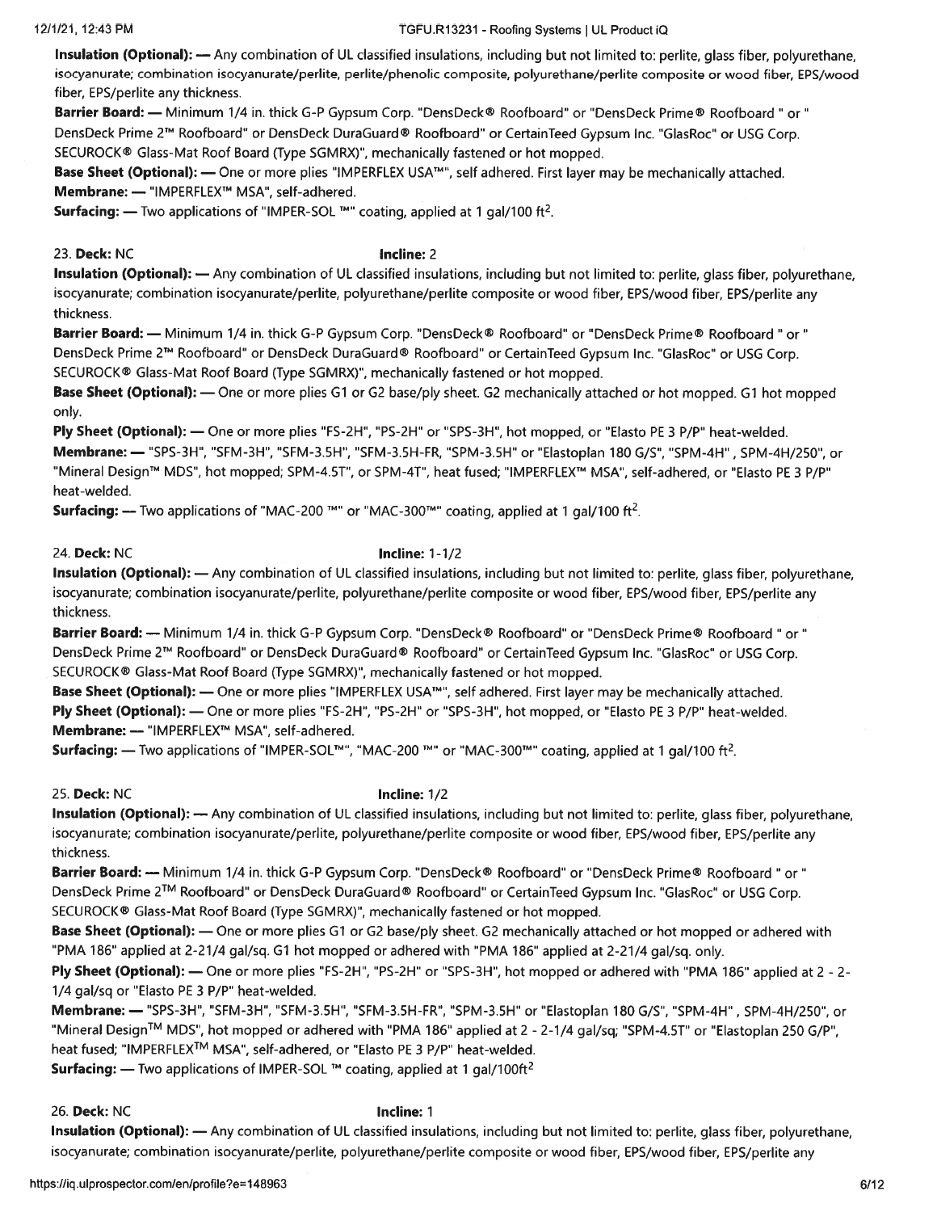**Insulation (Optional):** — Any combination of UL classified insulations, including but not limited to: perlite, glass fiber, polyurethane, isocyanurate; combination isocyanurate/perlite, perlite/phenolic composite, polyurethane/perlite composite or wood fiber, EPS/wood fiber, EPS/perlite any thickness.
**Barrier Board:** — Minimum 1/4 in. thick G-P Gypsum Corp. "DensDeck® Roofboard" or "DensDeck Prime® Roofboard " or " DensDeck Prime 2™ Roofboard" or DensDeck DuraGuard® Roofboard" or CertainTeed Gypsum Inc. "GlasRoc" or USG Corp. SECUROCK® Glass-Mat Roof Board (Type SGMRX)", mechanically fastened or hot mopped.
**Base Sheet (Optional):** — One or more plies "IMPERFLEX USA™", self adhered. First layer may be mechanically attached.
**Membrane:** — "IMPERFLEX™ MSA", self-adhered.
**Surfacing:** — Two applications of "IMPER-SOL ™" coating, applied at 1 gal/100 ft$^2$.

23. **Deck:** NC **Incline:** 2
**Insulation (Optional):** — Any combination of UL classified insulations, including but not limited to: perlite, glass fiber, polyurethane, isocyanurate; combination isocyanurate/perlite, polyurethane/perlite composite or wood fiber, EPS/wood fiber, EPS/perlite any thickness.
**Barrier Board:** — Minimum 1/4 in. thick G-P Gypsum Corp. "DensDeck® Roofboard" or "DensDeck Prime® Roofboard " or " DensDeck Prime 2™ Roofboard" or DensDeck DuraGuard® Roofboard" or CertainTeed Gypsum Inc. "GlasRoc" or USG Corp. SECUROCK® Glass-Mat Roof Board (Type SGMRX)", mechanically fastened or hot mopped.
**Base Sheet (Optional):** — One or more plies G1 or G2 base/ply sheet. G2 mechanically attached or hot mopped. G1 hot mopped only.
**Ply Sheet (Optional):** — One or more plies "FS-2H", "PS-2H" or "SPS-3H", hot mopped, or "Elasto PE 3 P/P" heat-welded.
**Membrane:** — "SPS-3H", "SFM-3H", "SFM-3.5H", "SFM-3.5H-FR", "SPM-3.5H" or "Elastoplan 180 G/S", "SPM-4H" , SPM-4H/250", or "Mineral Design™ MDS", hot mopped; SPM-4.5T", or SPM-4T", heat fused; "IMPERFLEX™ MSA", self-adhered, or "Elasto PE 3 P/P" heat-welded.
**Surfacing:** — Two applications of "MAC-200 ™" or "MAC-300™" coating, applied at 1 gal/100 ft$^2$.

24. **Deck:** NC **Incline:** 1-1/2
**Insulation (Optional):** — Any combination of UL classified insulations, including but not limited to: perlite, glass fiber, polyurethane, isocyanurate; combination isocyanurate/perlite, polyurethane/perlite composite or wood fiber, EPS/wood fiber, EPS/perlite any thickness.
**Barrier Board:** — Minimum 1/4 in. thick G-P Gypsum Corp. "DensDeck® Roofboard" or "DensDeck Prime® Roofboard " or " DensDeck Prime 2™ Roofboard" or DensDeck DuraGuard® Roofboard" or CertainTeed Gypsum Inc. "GlasRoc" or USG Corp. SECUROCK® Glass-Mat Roof Board (Type SGMRX)", mechanically fastened or hot mopped.
**Base Sheet (Optional):** — One or more plies "IMPERFLEX USA™", self adhered. First layer may be mechanically attached.
**Ply Sheet (Optional):** — One or more plies "FS-2H", "PS-2H" or "SPS-3H", hot mopped, or "Elasto PE 3 P/P" heat-welded.
**Membrane:** — "IMPERFLEX™ MSA", self-adhered.
**Surfacing:** — Two applications of "IMPER-SOL™", "MAC-200 ™" or "MAC-300™" coating, applied at 1 gal/100 ft$^2$.

25. **Deck:** NC **Incline:** 1/2
**Insulation (Optional):** — Any combination of UL classified insulations, including but not limited to: perlite, glass fiber, polyurethane, isocyanurate; combination isocyanurate/perlite, polyurethane/perlite composite or wood fiber, EPS/wood fiber, EPS/perlite any thickness.
**Barrier Board:** — Minimum 1/4 in. thick G-P Gypsum Corp. "DensDeck® Roofboard" or "DensDeck Prime® Roofboard " or " DensDeck Prime 2™ Roofboard" or DensDeck DuraGuard® Roofboard" or CertainTeed Gypsum Inc. "GlasRoc" or USG Corp. SECUROCK® Glass-Mat Roof Board (Type SGMRX)", mechanically fastened or hot mopped.
**Base Sheet (Optional):** — One or more plies G1 or G2 base/ply sheet. G2 mechanically attached or hot mopped or adhered with "PMA 186" applied at 2-21/4 gal/sq. G1 hot mopped or adhered with "PMA 186" applied at 2-21/4 gal/sq. only.
**Ply Sheet (Optional):** — One or more plies "FS-2H", "PS-2H" or "SPS-3H", hot mopped or adhered with "PMA 186" applied at 2 - 2-1/4 gal/sq or "Elasto PE 3 P/P" heat-welded.
**Membrane:** — "SPS-3H", "SFM-3H", "SFM-3.5H", "SFM-3.5H-FR", "SPM-3.5H" or "Elastoplan 180 G/S", "SPM-4H" , SPM-4H/250", or "Mineral Design™ MDS", hot mopped or adhered with "PMA 186" applied at 2 - 2-1/4 gal/sq; "SPM-4.5T" or "Elastoplan 250 G/P", heat fused; "IMPERFLEX™ MSA", self-adhered, or "Elasto PE 3 P/P" heat-welded.
**Surfacing:** — Two applications of IMPER-SOL ™ coating, applied at 1 gal/100ft$^2$

26. **Deck:** NC **Incline:** 1
**Insulation (Optional):** — Any combination of UL classified insulations, including but not limited to: perlite, glass fiber, polyurethane, isocyanurate; combination isocyanurate/perlite, polyurethane/perlite composite or wood fiber, EPS/wood fiber, EPS/perlite any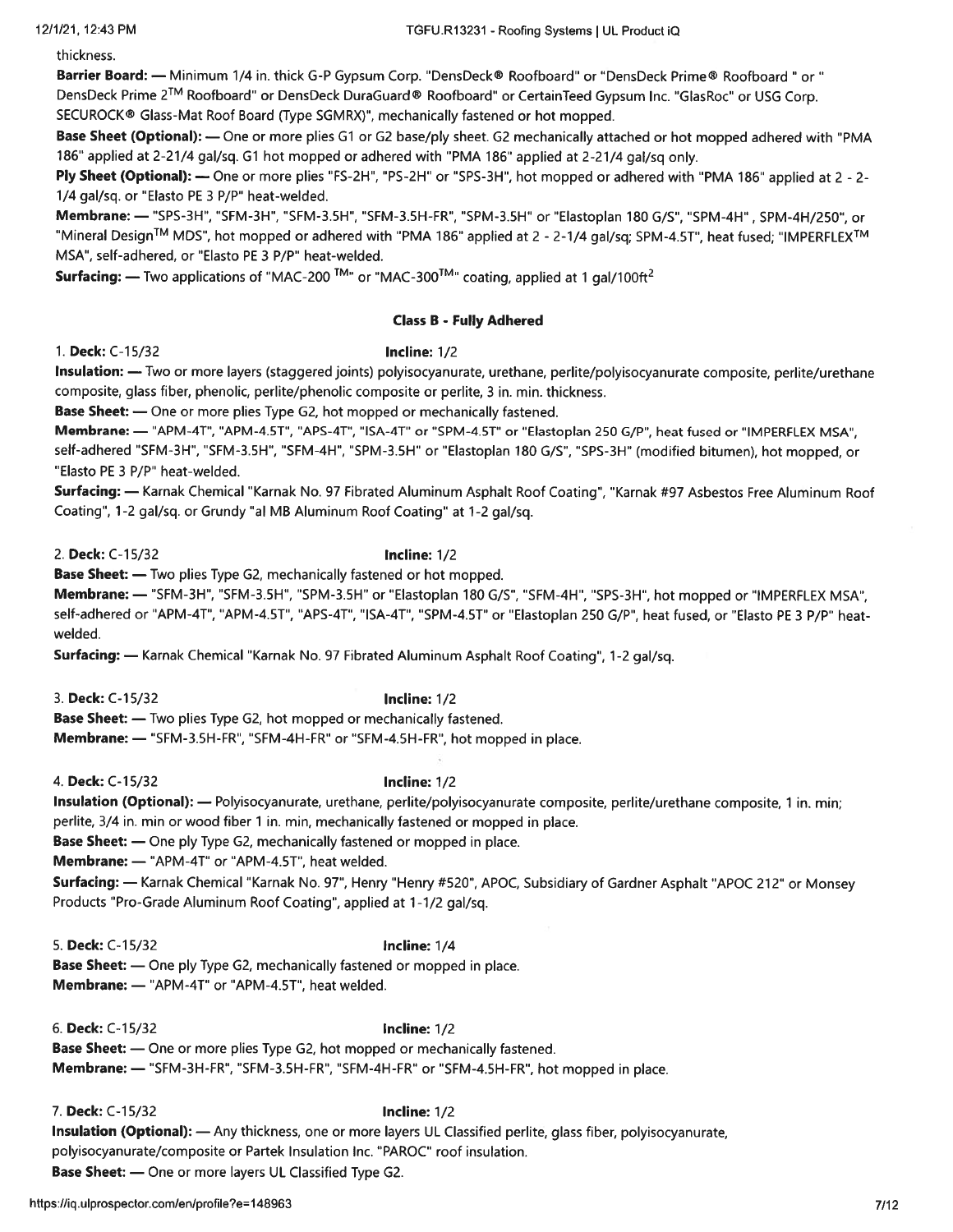thickness.

**Barrier Board:** — Minimum 1/4 in. thick G-P Gypsum Corp. "DensDeck® Roofboard" or "DensDeck Prime® Roofboard " or " DensDeck Prime 2™ Roofboard" or DensDeck DuraGuard® Roofboard" or CertainTeed Gypsum Inc. "GlasRoc" or USG Corp. SECUROCK® Glass-Mat Roof Board (Type SGMRX)", mechanically fastened or hot mopped.

**Base Sheet (Optional):** — One or more plies G1 or G2 base/ply sheet. G2 mechanically attached or hot mopped adhered with "PMA 186" applied at 2-21/4 gal/sq. G1 hot mopped or adhered with "PMA 186" applied at 2-21/4 gal/sq only.

**Ply Sheet (Optional):** — One or more plies "FS-2H", "PS-2H" or "SPS-3H", hot mopped or adhered with "PMA 186" applied at 2 - 2-1/4 gal/sq. or "Elasto PE 3 P/P" heat-welded.

**Membrane:** — "SPS-3H", "SFM-3H", "SFM-3.5H", "SFM-3.5H-FR", "SPM-3.5H" or "Elastoplan 180 G/S", "SPM-4H" , SPM-4H/250", or "Mineral Design™ MDS", hot mopped or adhered with "PMA 186" applied at 2 - 2-1/4 gal/sq; SPM-4.5T", heat fused; "IMPERFLEX™ MSA", self-adhered, or "Elasto PE 3 P/P" heat-welded.

**Surfacing:** — Two applications of "MAC-200 ™" or "MAC-300™" coating, applied at 1 gal/100ft$^2$

**Class B - Fully Adhered**

1. **Deck:** C-15/32 **Incline:** 1/2

**Insulation:** — Two or more layers (staggered joints) polyisocyanurate, urethane, perlite/polyisocyanurate composite, perlite/urethane composite, glass fiber, phenolic, perlite/phenolic composite or perlite, 3 in. min. thickness.

**Base Sheet:** — One or more plies Type G2, hot mopped or mechanically fastened.

**Membrane:** — "APM-4T", "APM-4.5T", "APS-4T", "ISA-4T" or "SPM-4.5T" or "Elastoplan 250 G/P", heat fused or "IMPERFLEX MSA", self-adhered "SFM-3H", "SFM-3.5H", "SFM-4H", "SPM-3.5H" or "Elastoplan 180 G/S", "SPS-3H" (modified bitumen), hot mopped, or "Elasto PE 3 P/P" heat-welded.

**Surfacing:** — Karnak Chemical "Karnak No. 97 Fibrated Aluminum Asphalt Roof Coating", "Karnak #97 Asbestos Free Aluminum Roof Coating", 1-2 gal/sq. or Grundy "al MB Aluminum Roof Coating" at 1-2 gal/sq.

2. **Deck:** C-15/32 **Incline:** 1/2

**Base Sheet:** — Two plies Type G2, mechanically fastened or hot mopped.

**Membrane:** — "SFM-3H", "SFM-3.5H", "SPM-3.5H" or "Elastoplan 180 G/S", "SFM-4H", "SPS-3H", hot mopped or "IMPERFLEX MSA", self-adhered or "APM-4T", "APM-4.5T", "APS-4T", "ISA-4T", "SPM-4.5T" or "Elastoplan 250 G/P", heat fused, or "Elasto PE 3 P/P" heat-welded.

**Surfacing:** — Karnak Chemical "Karnak No. 97 Fibrated Aluminum Asphalt Roof Coating", 1-2 gal/sq.

3. **Deck:** C-15/32 **Incline:** 1/2

**Base Sheet:** — Two plies Type G2, hot mopped or mechanically fastened.

**Membrane:** — "SFM-3.5H-FR", "SFM-4H-FR" or "SFM-4.5H-FR", hot mopped in place.

4. **Deck:** C-15/32 **Incline:** 1/2

**Insulation (Optional):** — Polyisocyanurate, urethane, perlite/polyisocyanurate composite, perlite/urethane composite, 1 in. min; perlite, 3/4 in. min or wood fiber 1 in. min, mechanically fastened or mopped in place.

**Base Sheet:** — One ply Type G2, mechanically fastened or mopped in place.

**Membrane:** — "APM-4T" or "APM-4.5T", heat welded.

**Surfacing:** — Karnak Chemical "Karnak No. 97", Henry "Henry #520", APOC, Subsidiary of Gardner Asphalt "APOC 212" or Monsey Products "Pro-Grade Aluminum Roof Coating", applied at 1-1/2 gal/sq.

5. **Deck:** C-15/32 **Incline:** 1/4

**Base Sheet:** — One ply Type G2, mechanically fastened or mopped in place.

**Membrane:** — "APM-4T" or "APM-4.5T", heat welded.

6. **Deck:** C-15/32 **Incline:** 1/2

**Base Sheet:** — One or more plies Type G2, hot mopped or mechanically fastened.

**Membrane:** — "SFM-3H-FR", "SFM-3.5H-FR", "SFM-4H-FR" or "SFM-4.5H-FR", hot mopped in place.

7. **Deck:** C-15/32 **Incline:** 1/2

**Insulation (Optional):** — Any thickness, one or more layers UL Classified perlite, glass fiber, polyisocyanurate, polyisocyanurate/composite or Partek Insulation Inc. "PAROC" roof insulation.

**Base Sheet:** — One or more layers UL Classified Type G2.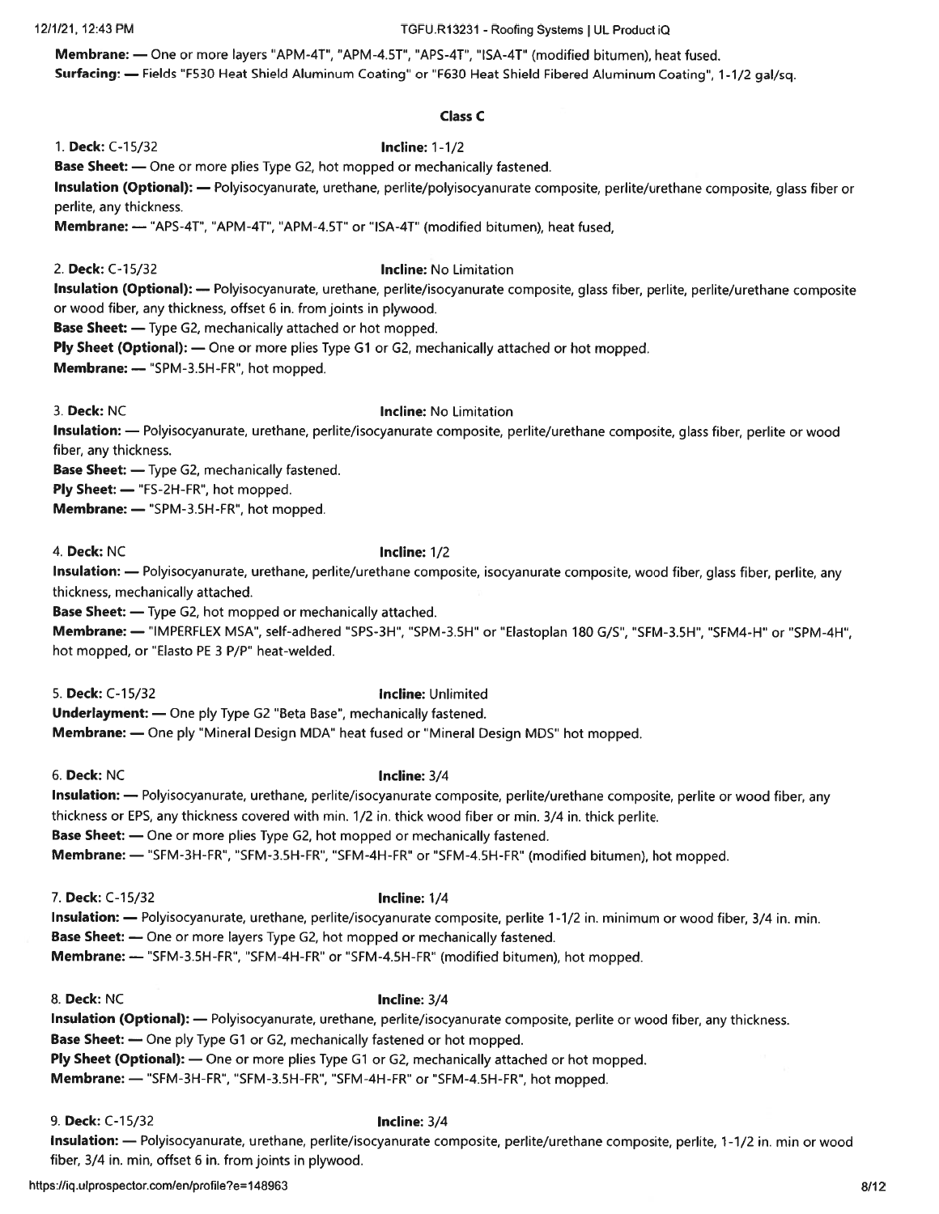**Membrane:** — One or more layers "APM-4T", "APM-4.5T", "APS-4T", "ISA-4T" (modified bitumen), heat fused.
**Surfacing:** — Fields "F530 Heat Shield Aluminum Coating" or "F630 Heat Shield Fibered Aluminum Coating", 1-1/2 gal/sq.

### Class C

1. **Deck:** C-15/32 **Incline:** 1-1/2
**Base Sheet:** — One or more plies Type G2, hot mopped or mechanically fastened.
**Insulation (Optional):** — Polyisocyanurate, urethane, perlite/polyisocyanurate composite, perlite/urethane composite, glass fiber or perlite, any thickness.
**Membrane:** — "APS-4T", "APM-4T", "APM-4.5T" or "ISA-4T" (modified bitumen), heat fused,

2. **Deck:** C-15/32 **Incline:** No Limitation
**Insulation (Optional):** — Polyisocyanurate, urethane, perlite/isocyanurate composite, glass fiber, perlite, perlite/urethane composite or wood fiber, any thickness, offset 6 in. from joints in plywood.
**Base Sheet:** — Type G2, mechanically attached or hot mopped.
**Ply Sheet (Optional):** — One or more plies Type G1 or G2, mechanically attached or hot mopped.
**Membrane:** — "SPM-3.5H-FR", hot mopped.

3. **Deck:** NC **Incline:** No Limitation
**Insulation:** — Polyisocyanurate, urethane, perlite/isocyanurate composite, perlite/urethane composite, glass fiber, perlite or wood fiber, any thickness.
**Base Sheet:** — Type G2, mechanically fastened.
**Ply Sheet:** — "FS-2H-FR", hot mopped.
**Membrane:** — "SPM-3.5H-FR", hot mopped.

4. **Deck:** NC **Incline:** 1/2
**Insulation:** — Polyisocyanurate, urethane, perlite/urethane composite, isocyanurate composite, wood fiber, glass fiber, perlite, any thickness, mechanically attached.
**Base Sheet:** — Type G2, hot mopped or mechanically attached.
**Membrane:** — "IMPERFLEX MSA", self-adhered "SPS-3H", "SPM-3.5H" or "Elastoplan 180 G/S", "SFM-3.5H", "SFM4-H" or "SPM-4H", hot mopped, or "Elasto PE 3 P/P" heat-welded.

5. **Deck:** C-15/32 **Incline:** Unlimited
**Underlayment:** — One ply Type G2 "Beta Base", mechanically fastened.
**Membrane:** — One ply "Mineral Design MDA" heat fused or "Mineral Design MDS" hot mopped.

6. **Deck:** NC **Incline:** 3/4
**Insulation:** — Polyisocyanurate, urethane, perlite/isocyanurate composite, perlite/urethane composite, perlite or wood fiber, any thickness or EPS, any thickness covered with min. 1/2 in. thick wood fiber or min. 3/4 in. thick perlite.
**Base Sheet:** — One or more plies Type G2, hot mopped or mechanically fastened.
**Membrane:** — "SFM-3H-FR", "SFM-3.5H-FR", "SFM-4H-FR" or "SFM-4.5H-FR" (modified bitumen), hot mopped.

7. **Deck:** C-15/32 **Incline:** 1/4
**Insulation:** — Polyisocyanurate, urethane, perlite/isocyanurate composite, perlite 1-1/2 in. minimum or wood fiber, 3/4 in. min.
**Base Sheet:** — One or more layers Type G2, hot mopped or mechanically fastened.
**Membrane:** — "SFM-3.5H-FR", "SFM-4H-FR" or "SFM-4.5H-FR" (modified bitumen), hot mopped.

8. **Deck:** NC **Incline:** 3/4
**Insulation (Optional):** — Polyisocyanurate, urethane, perlite/isocyanurate composite, perlite or wood fiber, any thickness.
**Base Sheet:** — One ply Type G1 or G2, mechanically fastened or hot mopped.
**Ply Sheet (Optional):** — One or more plies Type G1 or G2, mechanically attached or hot mopped.
**Membrane:** — "SFM-3H-FR", "SFM-3.5H-FR", "SFM-4H-FR" or "SFM-4.5H-FR", hot mopped.

9. **Deck:** C-15/32 **Incline:** 3/4
**Insulation:** — Polyisocyanurate, urethane, perlite/isocyanurate composite, perlite/urethane composite, perlite, 1-1/2 in. min or wood fiber, 3/4 in. min, offset 6 in. from joints in plywood.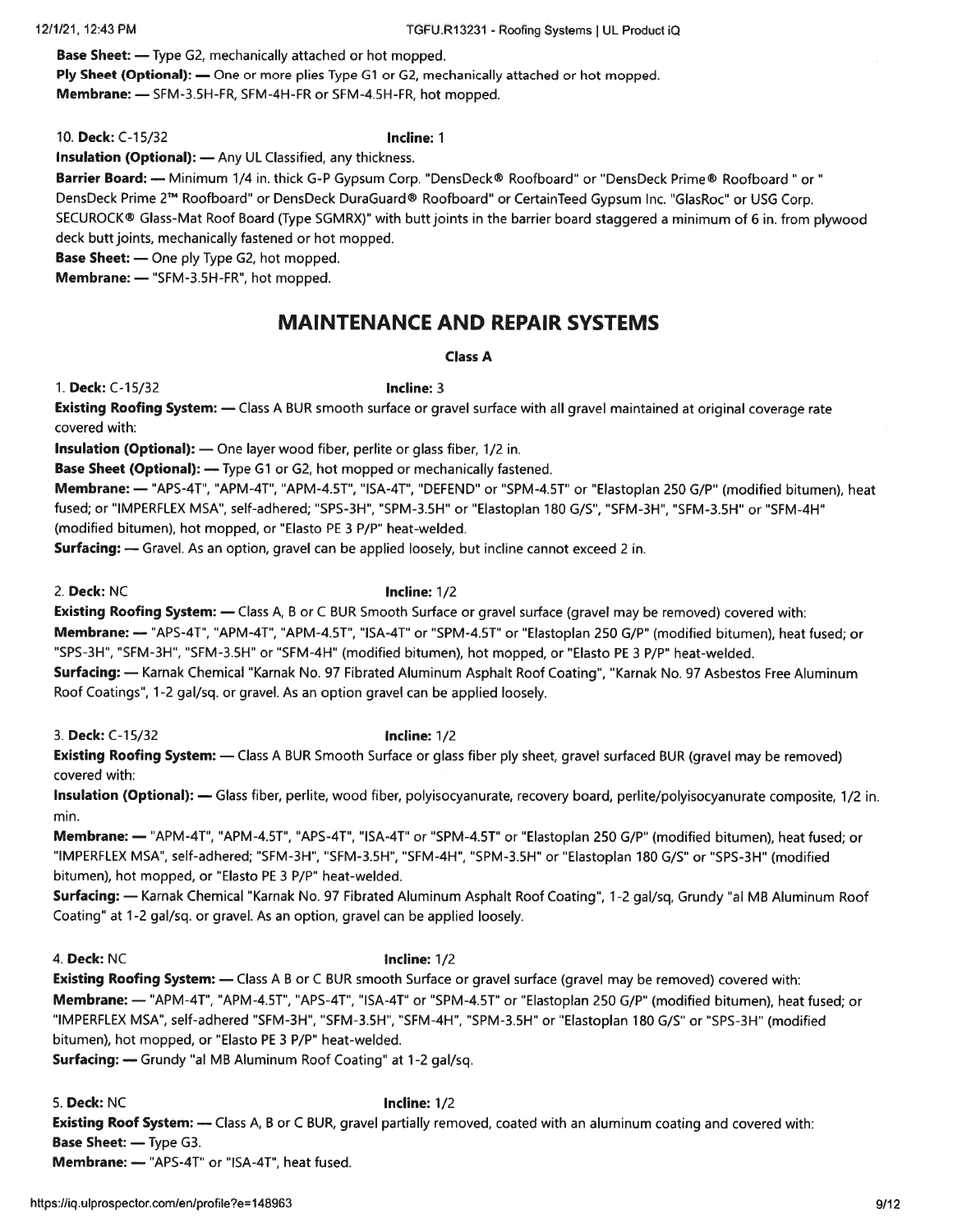**Base Sheet:** — Type G2, mechanically attached or hot mopped.
**Ply Sheet (Optional):** — One or more plies Type G1 or G2, mechanically attached or hot mopped.
**Membrane:** — SFM-3.5H-FR, SFM-4H-FR or SFM-4.5H-FR, hot mopped.

10. **Deck:** C-15/32 **Incline:** 1

**Insulation (Optional):** — Any UL Classified, any thickness.
**Barrier Board:** — Minimum 1/4 in. thick G-P Gypsum Corp. "DensDeck® Roofboard" or "DensDeck Prime® Roofboard " or " DensDeck Prime 2™ Roofboard" or DensDeck DuraGuard® Roofboard" or CertainTeed Gypsum Inc. "GlasRoc" or USG Corp. SECUROCK® Glass-Mat Roof Board (Type SGMRX)" with butt joints in the barrier board staggered a minimum of 6 in. from plywood deck butt joints, mechanically fastened or hot mopped.
**Base Sheet:** — One ply Type G2, hot mopped.
**Membrane:** — "SFM-3.5H-FR", hot mopped.

## MAINTENANCE AND REPAIR SYSTEMS

**Class A**

1. **Deck:** C-15/32 **Incline:** 3

**Existing Roofing System:** — Class A BUR smooth surface or gravel surface with all gravel maintained at original coverage rate covered with:
**Insulation (Optional):** — One layer wood fiber, perlite or glass fiber, 1/2 in.
**Base Sheet (Optional):** — Type G1 or G2, hot mopped or mechanically fastened.
**Membrane:** — "APS-4T", "APM-4T", "APM-4.5T", "ISA-4T", "DEFEND" or "SPM-4.5T" or "Elastoplan 250 G/P" (modified bitumen), heat fused; or "IMPERFLEX MSA", self-adhered; "SPS-3H", "SPM-3.5H" or "Elastoplan 180 G/S", "SFM-3H", "SFM-3.5H" or "SFM-4H" (modified bitumen), hot mopped, or "Elasto PE 3 P/P" heat-welded.
**Surfacing:** — Gravel. As an option, gravel can be applied loosely, but incline cannot exceed 2 in.

2. **Deck:** NC **Incline:** 1/2

**Existing Roofing System:** — Class A, B or C BUR Smooth Surface or gravel surface (gravel may be removed) covered with:
**Membrane:** — "APS-4T", "APM-4T", "APM-4.5T", "ISA-4T" or "SPM-4.5T" or "Elastoplan 250 G/P" (modified bitumen), heat fused; or "SPS-3H", "SFM-3H", "SFM-3.5H" or "SFM-4H" (modified bitumen), hot mopped, or "Elasto PE 3 P/P" heat-welded.
**Surfacing:** — Karnak Chemical "Karnak No. 97 Fibrated Aluminum Asphalt Roof Coating", "Karnak No. 97 Asbestos Free Aluminum Roof Coatings", 1-2 gal/sq. or gravel. As an option gravel can be applied loosely.

3. **Deck:** C-15/32 **Incline:** 1/2

**Existing Roofing System:** — Class A BUR Smooth Surface or glass fiber ply sheet, gravel surfaced BUR (gravel may be removed) covered with:
**Insulation (Optional):** — Glass fiber, perlite, wood fiber, polyisocyanurate, recovery board, perlite/polyisocyanurate composite, 1/2 in. min.
**Membrane:** — "APM-4T", "APM-4.5T", "APS-4T", "ISA-4T" or "SPM-4.5T" or "Elastoplan 250 G/P" (modified bitumen), heat fused; or "IMPERFLEX MSA", self-adhered; "SFM-3H", "SFM-3.5H", "SFM-4H", "SPM-3.5H" or "Elastoplan 180 G/S" or "SPS-3H" (modified bitumen), hot mopped, or "Elasto PE 3 P/P" heat-welded.
**Surfacing:** — Karnak Chemical "Karnak No. 97 Fibrated Aluminum Asphalt Roof Coating", 1-2 gal/sq, Grundy "al MB Aluminum Roof Coating" at 1-2 gal/sq. or gravel. As an option gravel can be applied loosely.

4. **Deck:** NC **Incline:** 1/2

**Existing Roofing System:** — Class A B or C BUR smooth Surface or gravel surface (gravel may be removed) covered with:
**Membrane:** — "APM-4T", "APM-4.5T", "APS-4T", "ISA-4T" or "SPM-4.5T" or "Elastoplan 250 G/P" (modified bitumen), heat fused; or "IMPERFLEX MSA", self-adhered "SFM-3H", "SFM-3.5H", "SFM-4H", "SPM-3.5H" or "Elastoplan 180 G/S" or "SPS-3H" (modified bitumen), hot mopped, or "Elasto PE 3 P/P" heat-welded.
**Surfacing:** — Grundy "al MB Aluminum Roof Coating" at 1-2 gal/sq.

5. **Deck:** NC **Incline:** 1/2

**Existing Roof System:** — Class A, B or C BUR, gravel partially removed, coated with an aluminum coating and covered with:
**Base Sheet:** — Type G3.
**Membrane:** — "APS-4T" or "ISA-4T", heat fused.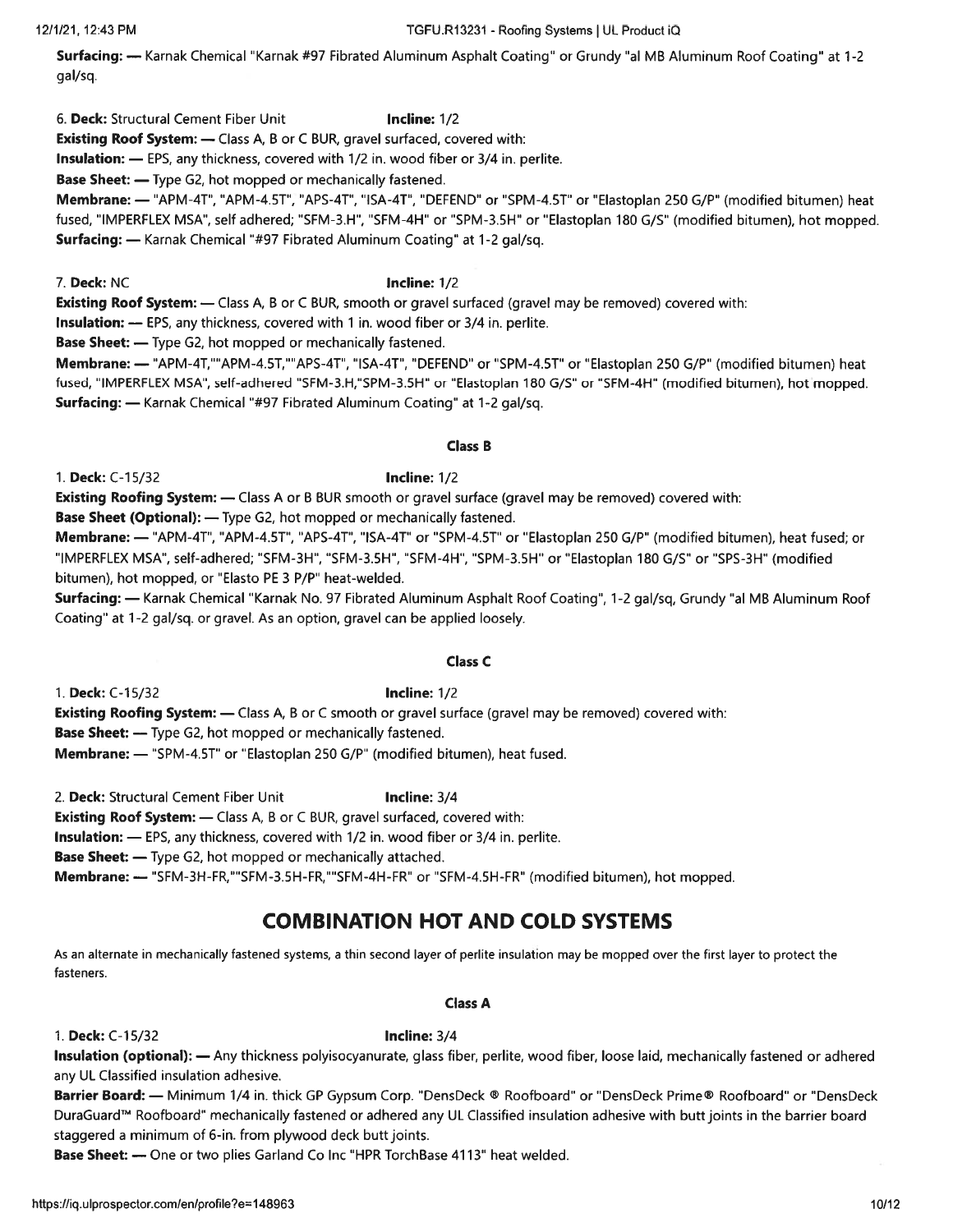**Surfacing:** — Karnak Chemical "Karnak #97 Fibrated Aluminum Asphalt Coating" or Grundy "al MB Aluminum Roof Coating" at 1-2 gal/sq.

6. **Deck:** Structural Cement Fiber Unit **Incline:** 1/2
**Existing Roof System:** — Class A, B or C BUR, gravel surfaced, covered with:
**Insulation:** — EPS, any thickness, covered with 1/2 in. wood fiber or 3/4 in. perlite.
**Base Sheet:** — Type G2, hot mopped or mechanically fastened.
**Membrane:** — "APM-4T", "APM-4.5T", "APS-4T", "ISA-4T", "DEFEND" or "SPM-4.5T" or "Elastoplan 250 G/P" (modified bitumen) heat fused, "IMPERFLEX MSA", self adhered; "SFM-3.H", "SFM-4H" or "SPM-3.5H" or "Elastoplan 180 G/S" (modified bitumen), hot mopped.
**Surfacing:** — Karnak Chemical "#97 Fibrated Aluminum Coating" at 1-2 gal/sq.

7. **Deck:** NC **Incline:** 1/2
**Existing Roof System:** — Class A, B or C BUR, smooth or gravel surfaced (gravel may be removed) covered with:
**Insulation:** — EPS, any thickness, covered with 1 in. wood fiber or 3/4 in. perlite.
**Base Sheet:** — Type G2, hot mopped or mechanically fastened.
**Membrane:** — "APM-4T,""APM-4.5T,""APS-4T", "ISA-4T", "DEFEND" or "SPM-4.5T" or "Elastoplan 250 G/P" (modified bitumen) heat fused, "IMPERFLEX MSA", self-adhered "SFM-3.H,"SPM-3.5H" or "Elastoplan 180 G/S" or "SFM-4H" (modified bitumen), hot mopped.
**Surfacing:** — Karnak Chemical "#97 Fibrated Aluminum Coating" at 1-2 gal/sq.

**Class B**

1. **Deck:** C-15/32 **Incline:** 1/2
**Existing Roofing System:** — Class A or B BUR smooth or gravel surface (gravel may be removed) covered with:
**Base Sheet (Optional):** — Type G2, hot mopped or mechanically fastened.
**Membrane:** — "APM-4T", "APM-4.5T", "APS-4T", "ISA-4T" or "SPM-4.5T" or "Elastoplan 250 G/P" (modified bitumen), heat fused; or "IMPERFLEX MSA", self-adhered; "SFM-3H", "SFM-3.5H", "SFM-4H", "SPM-3.5H" or "Elastoplan 180 G/S" or "SPS-3H" (modified bitumen), hot mopped, or "Elasto PE 3 P/P" heat-welded.
**Surfacing:** — Karnak Chemical "Karnak No. 97 Fibrated Aluminum Asphalt Roof Coating", 1-2 gal/sq, Grundy "al MB Aluminum Roof Coating" at 1-2 gal/sq. or gravel. As an option, gravel can be applied loosely.

**Class C**

1. **Deck:** C-15/32 **Incline:** 1/2
**Existing Roofing System:** — Class A, B or C smooth or gravel surface (gravel may be removed) covered with:
**Base Sheet:** — Type G2, hot mopped or mechanically fastened.
**Membrane:** — "SPM-4.5T" or "Elastoplan 250 G/P" (modified bitumen), heat fused.

2. **Deck:** Structural Cement Fiber Unit **Incline:** 3/4
**Existing Roof System:** — Class A, B or C BUR, gravel surfaced, covered with:
**Insulation:** — EPS, any thickness, covered with 1/2 in. wood fiber or 3/4 in. perlite.
**Base Sheet:** — Type G2, hot mopped or mechanically attached.
**Membrane:** — "SFM-3H-FR,""SFM-3.5H-FR,""SFM-4H-FR" or "SFM-4.5H-FR" (modified bitumen), hot mopped.

## COMBINATION HOT AND COLD SYSTEMS

As an alternate in mechanically fastened systems, a thin second layer of perlite insulation may be mopped over the first layer to protect the fasteners.

**Class A**

1. **Deck:** C-15/32 **Incline:** 3/4
**Insulation (optional):** — Any thickness polyisocyanurate, glass fiber, perlite, wood fiber, loose laid, mechanically fastened or adhered any UL Classified insulation adhesive.
**Barrier Board:** — Minimum 1/4 in. thick GP Gypsum Corp. "DensDeck ® Roofboard" or "DensDeck Prime® Roofboard" or "DensDeck DuraGuard™ Roofboard" mechanically fastened or adhered any UL Classified insulation adhesive with butt joints in the barrier board staggered a minimum of 6-in. from plywood deck butt joints.
**Base Sheet:** — One or two plies Garland Co Inc "HPR TorchBase 4113" heat welded.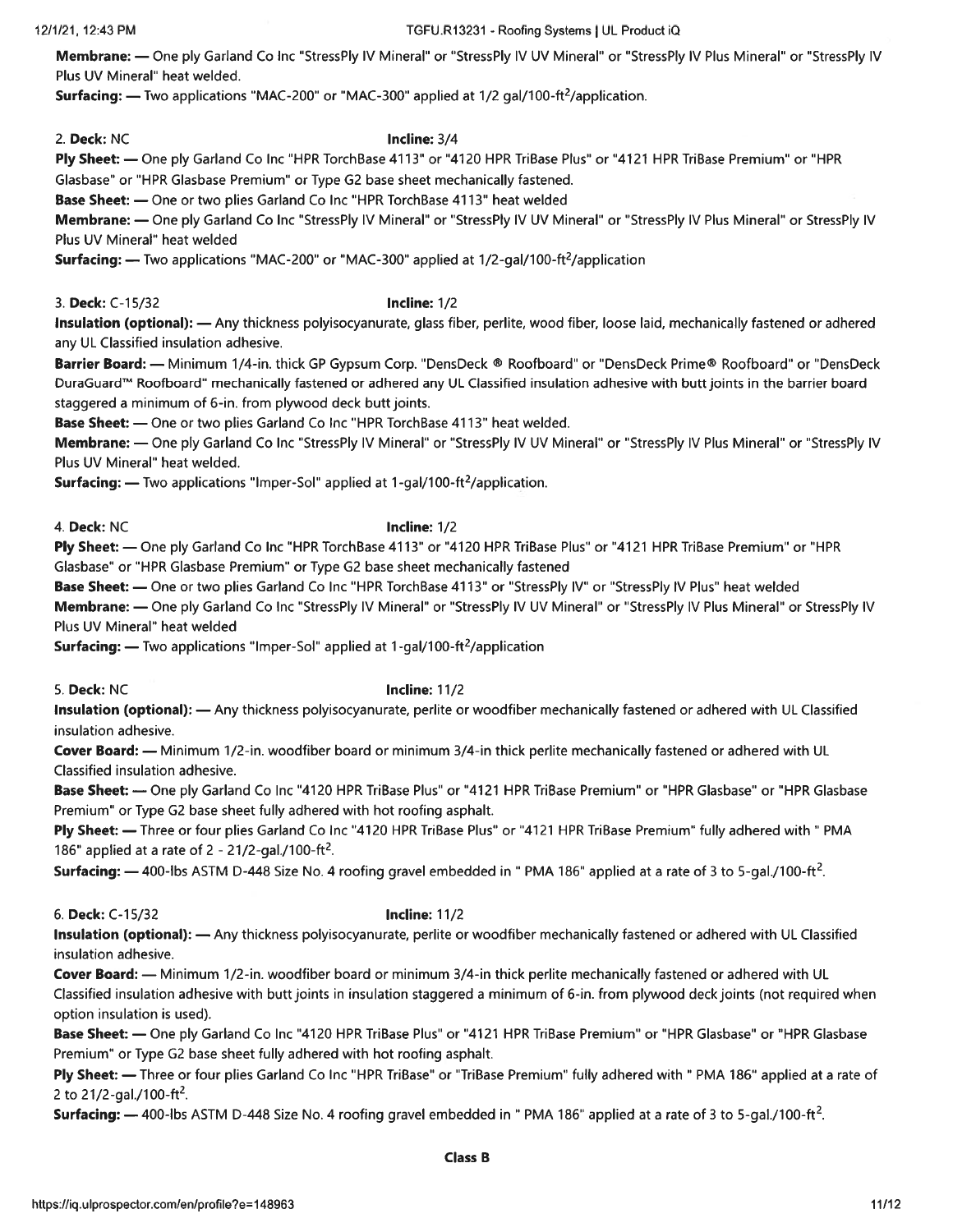**Membrane:** — One ply Garland Co Inc "StressPly IV Mineral" or "StressPly IV UV Mineral" or "StressPly IV Plus Mineral" or "StressPly IV Plus UV Mineral" heat welded.

**Surfacing:** — Two applications "MAC-200" or "MAC-300" applied at 1/2 gal/100-ft$^2$/application.

2. **Deck:** NC **Incline:** 3/4

**Ply Sheet:** — One ply Garland Co Inc "HPR TorchBase 4113" or "4120 HPR TriBase Plus" or "4121 HPR TriBase Premium" or "HPR Glasbase" or "HPR Glasbase Premium" or Type G2 base sheet mechanically fastened.

**Base Sheet:** — One or two plies Garland Co Inc "HPR TorchBase 4113" heat welded

**Membrane:** — One ply Garland Co Inc "StressPly IV Mineral" or "StressPly IV UV Mineral" or "StressPly IV Plus Mineral" or StressPly IV Plus UV Mineral" heat welded

**Surfacing:** — Two applications "MAC-200" or "MAC-300" applied at 1/2-gal/100-ft$^2$/application

3. **Deck:** C-15/32 **Incline:** 1/2

**Insulation (optional):** — Any thickness polyisocyanurate, glass fiber, perlite, wood fiber, loose laid, mechanically fastened or adhered any UL Classified insulation adhesive.

**Barrier Board:** — Minimum 1/4-in. thick GP Gypsum Corp. "DensDeck ® Roofboard" or "DensDeck Prime® Roofboard" or "DensDeck DuraGuard™ Roofboard" mechanically fastened or adhered any UL Classified insulation adhesive with butt joints in the barrier board staggered a minimum of 6-in. from plywood deck butt joints.

**Base Sheet:** — One or two plies Garland Co Inc "HPR TorchBase 4113" heat welded.

**Membrane:** — One ply Garland Co Inc "StressPly IV Mineral" or "StressPly IV UV Mineral" or "StressPly IV Plus Mineral" or "StressPly IV Plus UV Mineral" heat welded.

**Surfacing:** — Two applications "Imper-Sol" applied at 1-gal/100-ft$^2$/application.

4. **Deck:** NC **Incline:** 1/2

**Ply Sheet:** — One ply Garland Co Inc "HPR TorchBase 4113" or "4120 HPR TriBase Plus" or "4121 HPR TriBase Premium" or "HPR Glasbase" or "HPR Glasbase Premium" or Type G2 base sheet mechanically fastened

**Base Sheet:** — One or two plies Garland Co Inc "HPR TorchBase 4113" or "StressPly IV" or "StressPly IV Plus" heat welded

**Membrane:** — One ply Garland Co Inc "StressPly IV Mineral" or "StressPly IV UV Mineral" or "StressPly IV Plus Mineral" or StressPly IV Plus UV Mineral" heat welded

**Surfacing:** — Two applications "Imper-Sol" applied at 1-gal/100-ft$^2$/application

5. **Deck:** NC **Incline:** 11/2

**Insulation (optional):** — Any thickness polyisocyanurate, perlite or woodfiber mechanically fastened or adhered with UL Classified insulation adhesive.

**Cover Board:** — Minimum 1/2-in. woodfiber board or minimum 3/4-in thick perlite mechanically fastened or adhered with UL Classified insulation adhesive.

**Base Sheet:** — One ply Garland Co Inc "4120 HPR TriBase Plus" or "4121 HPR TriBase Premium" or "HPR Glasbase" or "HPR Glasbase Premium" or Type G2 base sheet fully adhered with hot roofing asphalt.

**Ply Sheet:** — Three or four plies Garland Co Inc "4120 HPR TriBase Plus" or "4121 HPR TriBase Premium" fully adhered with " PMA 186" applied at a rate of 2 - 21/2-gal./100-ft$^2$.

**Surfacing:** — 400-lbs ASTM D-448 Size No. 4 roofing gravel embedded in " PMA 186" applied at a rate of 3 to 5-gal./100-ft$^2$.

6. **Deck:** C-15/32 **Incline:** 11/2

**Insulation (optional):** — Any thickness polyisocyanurate, perlite or woodfiber mechanically fastened or adhered with UL Classified insulation adhesive.

**Cover Board:** — Minimum 1/2-in. woodfiber board or minimum 3/4-in thick perlite mechanically fastened or adhered with UL Classified insulation adhesive with butt joints in insulation staggered a minimum of 6-in. from plywood deck joints (not required when option insulation is used).

**Base Sheet:** — One ply Garland Co Inc "4120 HPR TriBase Plus" or "4121 HPR TriBase Premium" or "HPR Glasbase" or "HPR Glasbase Premium" or Type G2 base sheet fully adhered with hot roofing asphalt.

**Ply Sheet:** — Three or four plies Garland Co Inc "HPR TriBase" or "TriBase Premium" fully adhered with " PMA 186" applied at a rate of 2 to 21/2-gal./100-ft$^2$.

**Surfacing:** — 400-lbs ASTM D-448 Size No. 4 roofing gravel embedded in " PMA 186" applied at a rate of 3 to 5-gal./100-ft$^2$.

**Class B**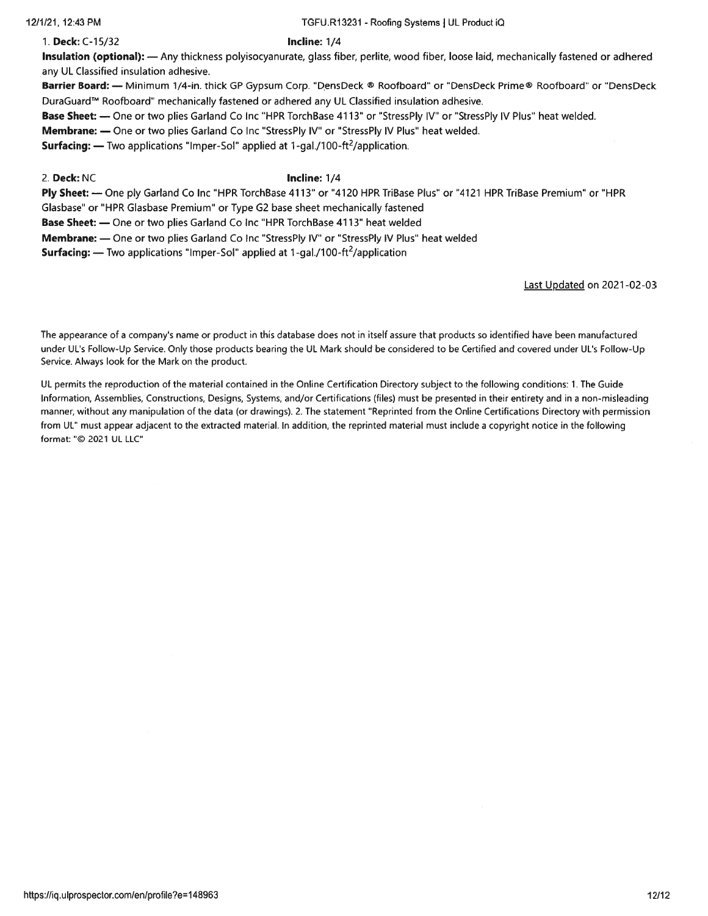1. **Deck:** C-15/32 **Incline:** 1/4

**Insulation (optional):** — Any thickness polyisocyanurate, glass fiber, perlite, wood fiber, loose laid, mechanically fastened or adhered any UL Classified insulation adhesive.

**Barrier Board:** — Minimum 1/4-in. thick GP Gypsum Corp. "DensDeck ® Roofboard" or "DensDeck Prime® Roofboard" or "DensDeck DuraGuard™ Roofboard" mechanically fastened or adhered any UL Classified insulation adhesive.

**Base Sheet:** — One or two plies Garland Co Inc "HPR TorchBase 4113" or "StressPly IV" or "StressPly IV Plus" heat welded.

**Membrane:** — One or two plies Garland Co Inc "StressPly IV" or "StressPly IV Plus" heat welded.

**Surfacing:** — Two applications "Imper-Sol" applied at 1-gal./100-ft$^2$/application.

2. **Deck:** NC **Incline:** 1/4

**Ply Sheet:** — One ply Garland Co Inc "HPR TorchBase 4113" or "4120 HPR TriBase Plus" or "4121 HPR TriBase Premium" or "HPR Glasbase" or "HPR Glasbase Premium" or Type G2 base sheet mechanically fastened

**Base Sheet:** — One or two plies Garland Co Inc "HPR TorchBase 4113" heat welded

**Membrane:** — One or two plies Garland Co Inc "StressPly IV" or "StressPly IV Plus" heat welded

**Surfacing:** — Two applications "Imper-Sol" applied at 1-gal./100-ft$^2$/application

Last Updated on 2021-02-03

The appearance of a company's name or product in this database does not in itself assure that products so identified have been manufactured under UL's Follow-Up Service. Only those products bearing the UL Mark should be considered to be Certified and covered under UL's Follow-Up Service. Always look for the Mark on the product.

UL permits the reproduction of the material contained in the Online Certification Directory subject to the following conditions: 1. The Guide Information, Assemblies, Constructions, Designs, Systems, and/or Certifications (files) must be presented in their entirety and in a non-misleading manner, without any manipulation of the data (or drawings). 2. The statement "Reprinted from the Online Certifications Directory with permission from UL" must appear adjacent to the extracted material. In addition, the reprinted material must include a copyright notice in the following format: "© 2021 UL LLC"